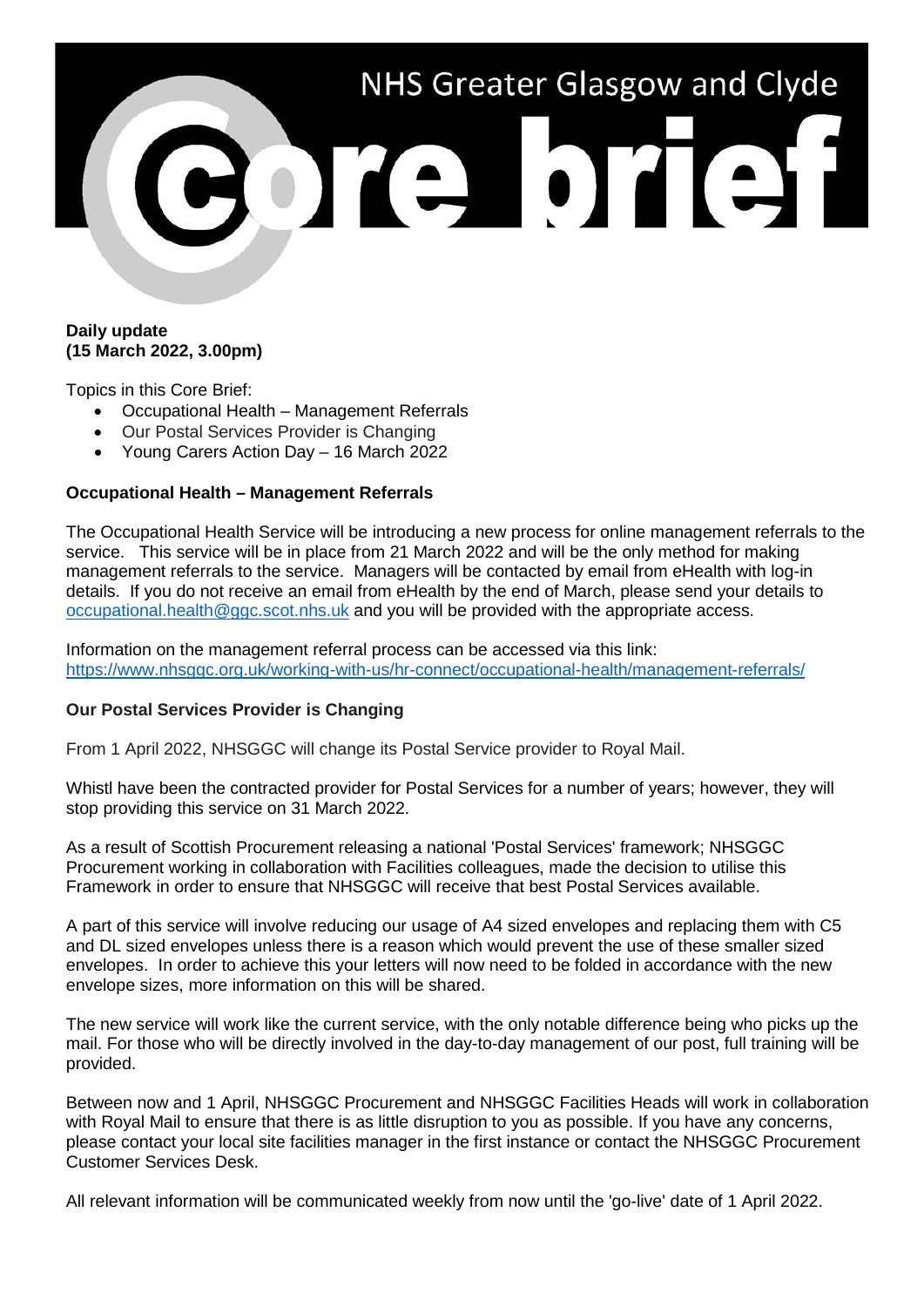NHS Greater Glasgow and Clyde

# Core brief

**Daily update**
**(15 March 2022, 3.00pm)**

Topics in this Core Brief:

- Occupational Health – Management Referrals
- Our Postal Services Provider is Changing
- Young Carers Action Day – 16 March 2022

**Occupational Health – Management Referrals**

The Occupational Health Service will be introducing a new process for online management referrals to the service. This service will be in place from 21 March 2022 and will be the only method for making management referrals to the service. Managers will be contacted by email from eHealth with log-in details. If you do not receive an email from eHealth by the end of March, please send your details to occupational.health@ggc.scot.nhs.uk and you will be provided with the appropriate access.

Information on the management referral process can be accessed via this link: https://www.nhsggc.org.uk/working-with-us/hr-connect/occupational-health/management-referrals/

**Our Postal Services Provider is Changing**

From 1 April 2022, NHSGGC will change its Postal Service provider to Royal Mail.

Whistl have been the contracted provider for Postal Services for a number of years; however, they will stop providing this service on 31 March 2022.

As a result of Scottish Procurement releasing a national 'Postal Services' framework; NHSGGC Procurement working in collaboration with Facilities colleagues, made the decision to utilise this Framework in order to ensure that NHSGGC will receive that best Postal Services available.

A part of this service will involve reducing our usage of A4 sized envelopes and replacing them with C5 and DL sized envelopes unless there is a reason which would prevent the use of these smaller sized envelopes. In order to achieve this your letters will now need to be folded in accordance with the new envelope sizes, more information on this will be shared.

The new service will work like the current service, with the only notable difference being who picks up the mail. For those who will be directly involved in the day-to-day management of our post, full training will be provided.

Between now and 1 April, NHSGGC Procurement and NHSGGC Facilities Heads will work in collaboration with Royal Mail to ensure that there is as little disruption to you as possible. If you have any concerns, please contact your local site facilities manager in the first instance or contact the NHSGGC Procurement Customer Services Desk.

All relevant information will be communicated weekly from now until the 'go-live' date of 1 April 2022.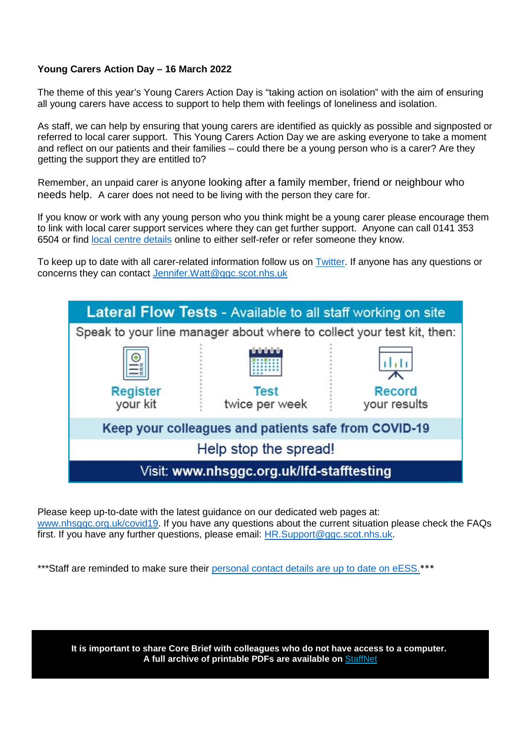**Young Carers Action Day – 16 March 2022**

The theme of this year's Young Carers Action Day is "taking action on isolation" with the aim of ensuring all young carers have access to support to help them with feelings of loneliness and isolation.

As staff, we can help by ensuring that young carers are identified as quickly as possible and signposted or referred to local carer support. This Young Carers Action Day we are asking everyone to take a moment and reflect on our patients and their families – could there be a young person who is a carer? Are they getting the support they are entitled to?

Remember, an unpaid carer is anyone looking after a family member, friend or neighbour who needs help. A carer does not need to be living with the person they care for.

If you know or work with any young person who you think might be a young carer please encourage them to link with local carer support services where they can get further support. Anyone can call 0141 353 6504 or find local centre details online to either self-refer or refer someone they know.

To keep up to date with all carer-related information follow us on Twitter. If anyone has any questions or concerns they can contact Jennifer.Watt@ggc.scot.nhs.uk

**Lateral Flow Tests** - Available to all staff working on site

Speak to your line manager about where to collect your test kit, then:

**Register** your kit

**Test** twice per week

**Record** your results

**Keep your colleagues and patients safe from COVID-19**

Help stop the spread!

Visit: **www.nhsggc.org.uk/lfd-stafftesting**

Please keep up-to-date with the latest guidance on our dedicated web pages at: www.nhsggc.org.uk/covid19. If you have any questions about the current situation please check the FAQs first. If you have any further questions, please email: HR.Support@ggc.scot.nhs.uk.

***Staff are reminded to make sure their personal contact details are up to date on eESS.***

**It is important to share Core Brief with colleagues who do not have access to a computer.**
**A full archive of printable PDFs are available on StaffNet**